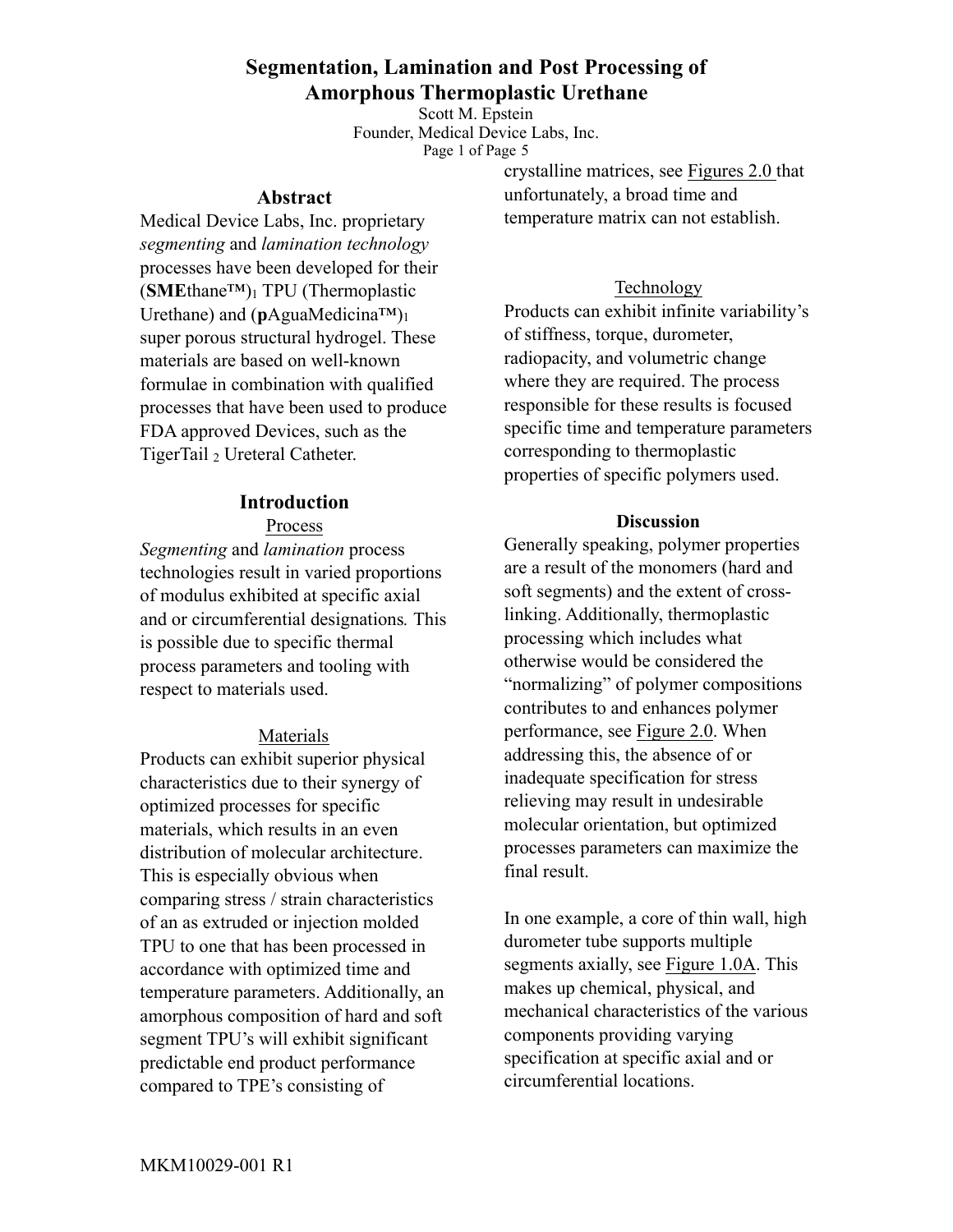# Segmentation, Lamination and Post Processing of Amorphous Thermoplastic Urethane

Scott M. Epstein
Founder, Medical Device Labs, Inc.

## Abstract

Medical Device Labs, Inc. proprietary *segmenting* and *lamination technology* processes have been developed for their (**SME**thane™)[1] TPU (Thermoplastic Urethane) and (**p**AguaMedicina™)[1] super porous structural hydrogel. These materials are based on well-known formulae in combination with qualified processes that have been used to produce FDA approved Devices, such as the TigerTail [2] Ureteral Catheter.

## Introduction

### Process

*Segmenting* and *lamination* process technologies result in varied proportions of modulus exhibited at specific axial and or circumferential designations. This is possible due to specific thermal process parameters and tooling with respect to materials used.

### Materials

Products can exhibit superior physical characteristics due to their synergy of optimized processes for specific materials, which results in an even distribution of molecular architecture. This is especially obvious when comparing stress / strain characteristics of an as extruded or injection molded TPU to one that has been processed in accordance with optimized time and temperature parameters. Additionally, an amorphous composition of hard and soft segment TPU's will exhibit significant predictable end product performance compared to TPE's consisting of crystalline matrices, see Figures 2.0 that unfortunately, a broad time and temperature matrix can not establish.

### Technology

Products can exhibit infinite variability's of stiffness, torque, durometer, radiopacity, and volumetric change where they are required. The process responsible for these results is focused specific time and temperature parameters corresponding to thermoplastic properties of specific polymers used.

## Discussion

Generally speaking, polymer properties are a result of the monomers (hard and soft segments) and the extent of cross-linking. Additionally, thermoplastic processing which includes what otherwise would be considered the "normalizing" of polymer compositions contributes to and enhances polymer performance, see Figure 2.0. When addressing this, the absence of or inadequate specification for stress relieving may result in undesirable molecular orientation, but optimized processes parameters can maximize the final result.

In one example, a core of thin wall, high durometer tube supports multiple segments axially, see Figure 1.0A. This makes up chemical, physical, and mechanical characteristics of the various components providing varying specification at specific axial and or circumferential locations.

MKM10029-001 R1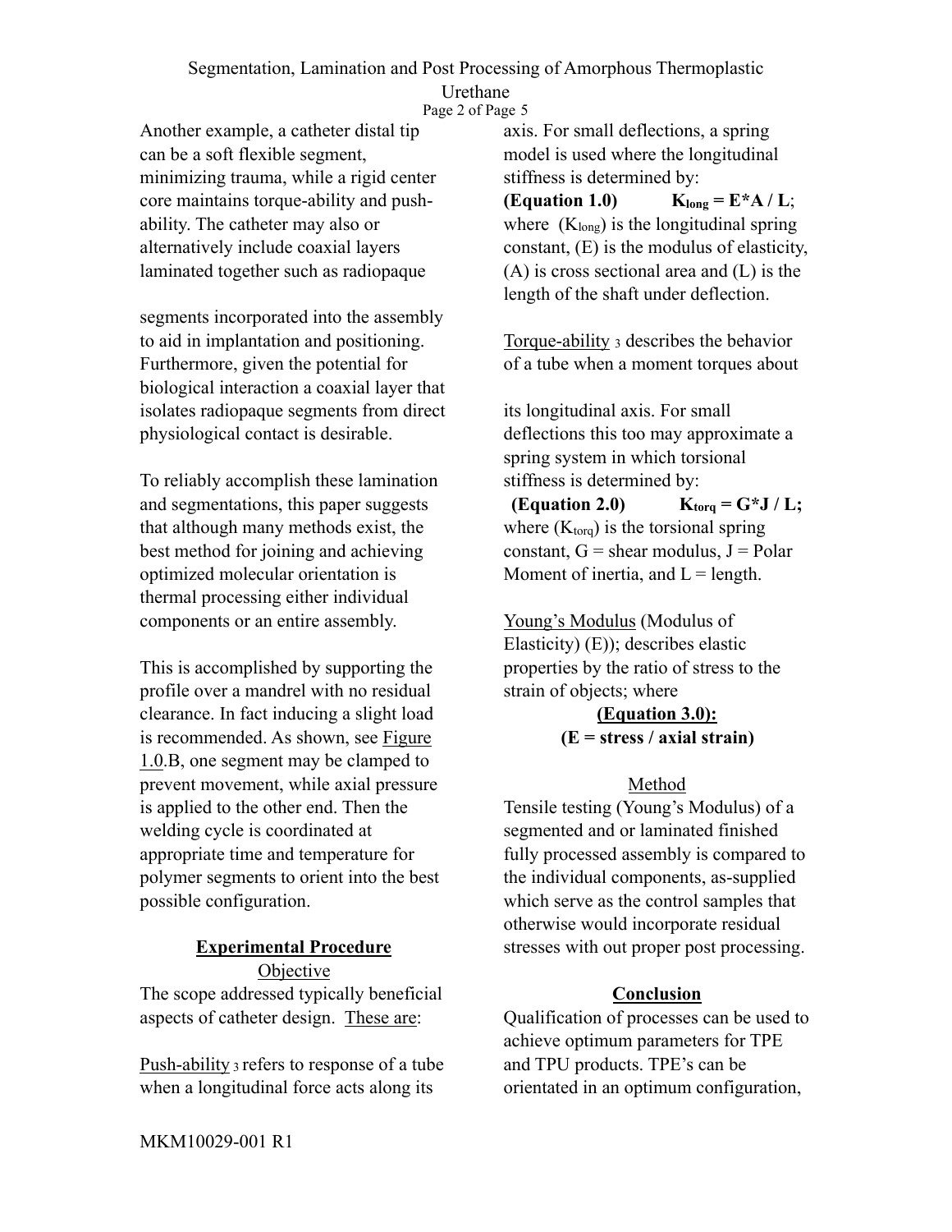Another example, a catheter distal tip can be a soft flexible segment, minimizing trauma, while a rigid center core maintains torque-ability and push-ability. The catheter may also or alternatively include coaxial layers laminated together such as radiopaque segments incorporated into the assembly to aid in implantation and positioning. Furthermore, given the potential for biological interaction a coaxial layer that isolates radiopaque segments from direct physiological contact is desirable.

To reliably accomplish these lamination and segmentations, this paper suggests that although many methods exist, the best method for joining and achieving optimized molecular orientation is thermal processing either individual components or an entire assembly.

This is accomplished by supporting the profile over a mandrel with no residual clearance. In fact inducing a slight load is recommended. As shown, see Figure 1.0.B, one segment may be clamped to prevent movement, while axial pressure is applied to the other end. Then the welding cycle is coordinated at appropriate time and temperature for polymer segments to orient into the best possible configuration.

## Experimental Procedure

### Objective

The scope addressed typically beneficial aspects of catheter design. These are:

Push-ability [3] refers to response of a tube when a longitudinal force acts along its axis. For small deflections, a spring model is used where the longitudinal stiffness is determined by:

**(Equation 1.0)** $K_{long} = E*A / L$;

where ($K_{long}$) is the longitudinal spring constant, (E) is the modulus of elasticity, (A) is cross sectional area and (L) is the length of the shaft under deflection.

Torque-ability [3] describes the behavior of a tube when a moment torques about its longitudinal axis. For small deflections this too may approximate a spring system in which torsional stiffness is determined by:

**(Equation 2.0)** $K_{torq} = G*J / L$;

where ($K_{torq}$) is the torsional spring constant, G = shear modulus, J = Polar Moment of inertia, and L = length.

Young's Modulus (Modulus of Elasticity) (E)); describes elastic properties by the ratio of stress to the strain of objects; where

**(Equation 3.0):**

$$E = \text{stress} / \text{axial strain}$$

### Method

Tensile testing (Young's Modulus) of a segmented and or laminated finished fully processed assembly is compared to the individual components, as-supplied which serve as the control samples that otherwise would incorporate residual stresses with out proper post processing.

## Conclusion

Qualification of processes can be used to achieve optimum parameters for TPE and TPU products. TPE's can be orientated in an optimum configuration,

MKM10029-001 R1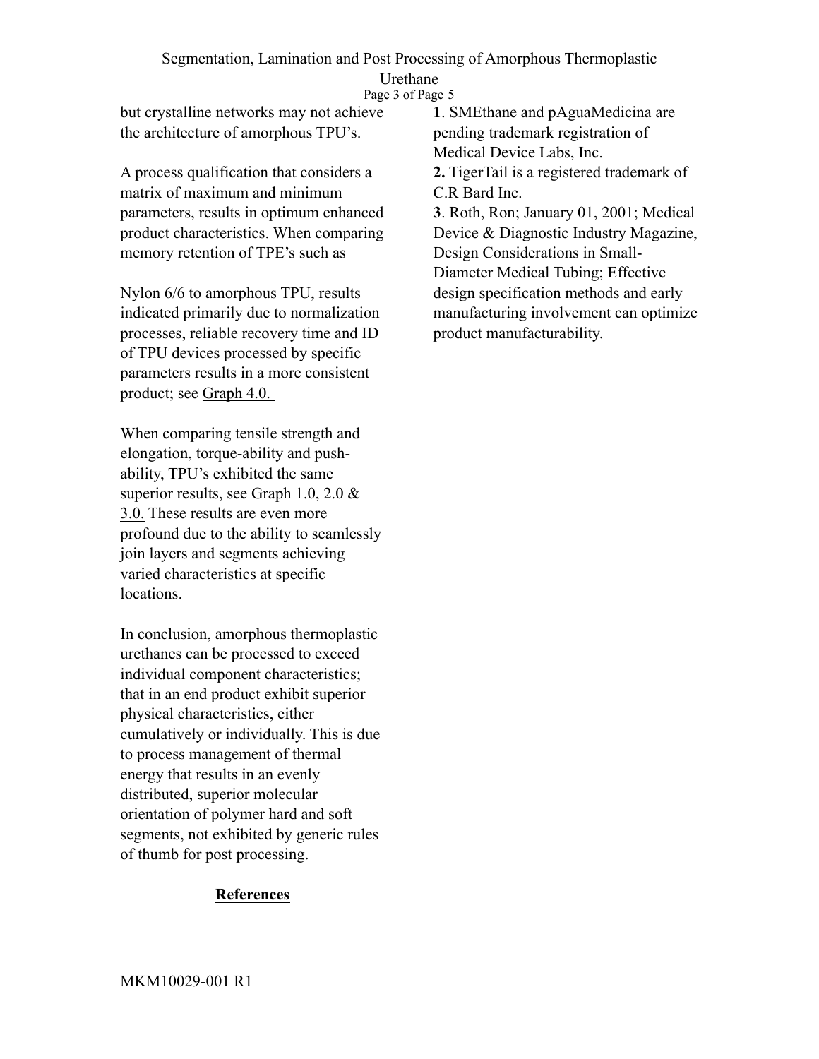but crystalline networks may not achieve the architecture of amorphous TPU's.

A process qualification that considers a matrix of maximum and minimum parameters, results in optimum enhanced product characteristics. When comparing memory retention of TPE's such as

Nylon 6/6 to amorphous TPU, results indicated primarily due to normalization processes, reliable recovery time and ID of TPU devices processed by specific parameters results in a more consistent product; see Graph 4.0.

When comparing tensile strength and elongation, torque-ability and push-ability, TPU's exhibited the same superior results, see Graph 1.0, 2.0 & 3.0. These results are even more profound due to the ability to seamlessly join layers and segments achieving varied characteristics at specific locations.

In conclusion, amorphous thermoplastic urethanes can be processed to exceed individual component characteristics; that in an end product exhibit superior physical characteristics, either cumulatively or individually. This is due to process management of thermal energy that results in an evenly distributed, superior molecular orientation of polymer hard and soft segments, not exhibited by generic rules of thumb for post processing.

## References

**1**. SMEthane and pAguaMedicina are pending trademark registration of Medical Device Labs, Inc.

**2.** TigerTail is a registered trademark of C.R Bard Inc.

**3**. Roth, Ron; January 01, 2001; Medical Device & Diagnostic Industry Magazine, Design Considerations in Small-Diameter Medical Tubing; Effective design specification methods and early manufacturing involvement can optimize product manufacturability.

MKM10029-001 R1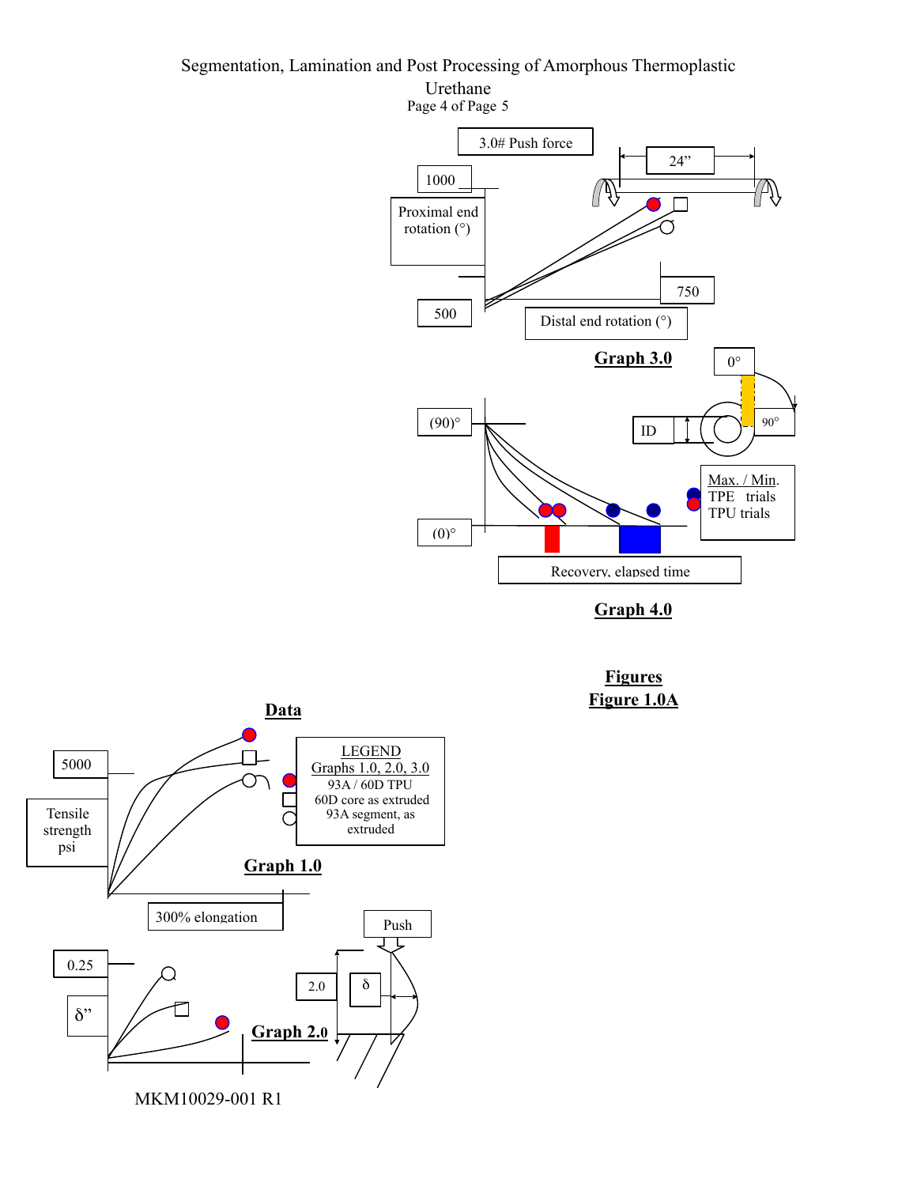Graph 3.0

3.0# Push force

24”

1000

Proximal end rotation (°)

500

750

Distal end rotation (°)

**Graph 3.0**

0°

90°

ID

(90)°

(0)°

Max. / Min.
TPE trials
TPU trials

Recovery, elapsed time

**Graph 4.0**

**Figures**

**Figure 1.0A**

**Data**

5000

Tensile strength psi

LEGEND
Graphs 1.0, 2.0, 3.0
93A / 60D TPU
60D core as extruded
93A segment, as extruded

**Graph 1.0**

300% elongation

Push

0.25

δ”

2.0

δ

**Graph 2.0**

MKM10029-001 R1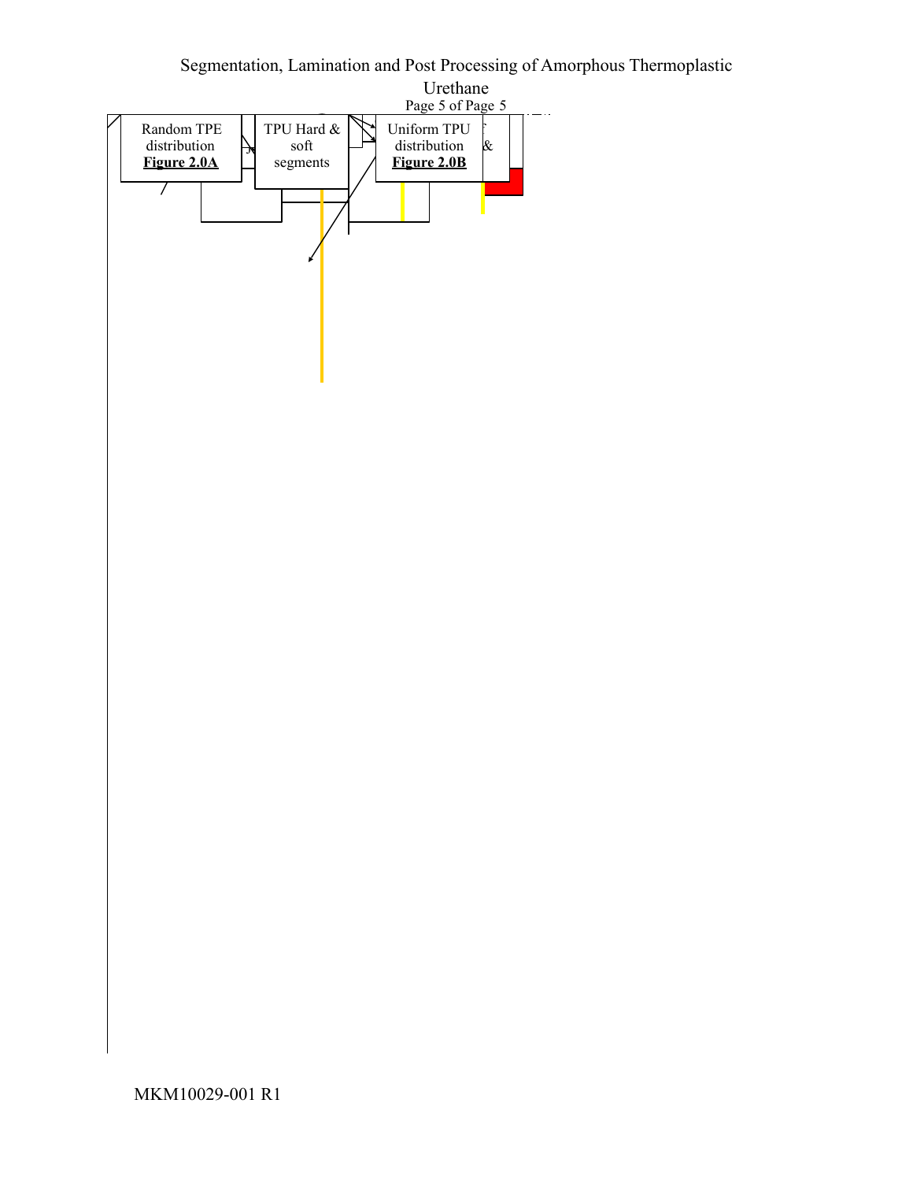Random TPE distribution
**Figure 2.0A**

TPU Hard & soft segments

Uniform TPU distribution
**Figure 2.0B**